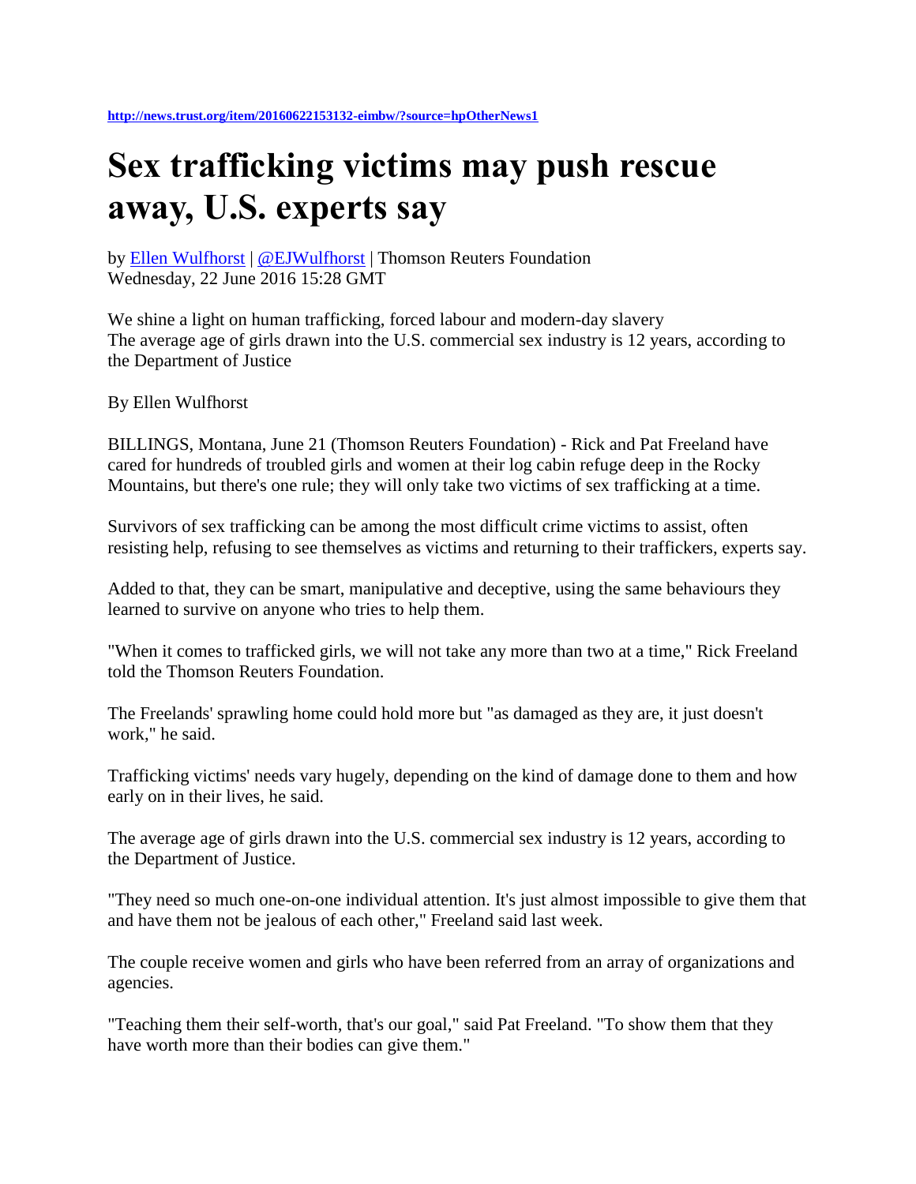http://news.trust.org/item/20160622153132-eimbw/?source=hpOtherNews1

# Sex trafficking victims may push rescue away, U.S. experts say

by Ellen Wulfhorst | @EJWulfhorst | Thomson Reuters Foundation
Wednesday, 22 June 2016 15:28 GMT

We shine a light on human trafficking, forced labour and modern-day slavery
The average age of girls drawn into the U.S. commercial sex industry is 12 years, according to the Department of Justice

By Ellen Wulfhorst

BILLINGS, Montana, June 21 (Thomson Reuters Foundation) - Rick and Pat Freeland have cared for hundreds of troubled girls and women at their log cabin refuge deep in the Rocky Mountains, but there's one rule; they will only take two victims of sex trafficking at a time.

Survivors of sex trafficking can be among the most difficult crime victims to assist, often resisting help, refusing to see themselves as victims and returning to their traffickers, experts say.

Added to that, they can be smart, manipulative and deceptive, using the same behaviours they learned to survive on anyone who tries to help them.

"When it comes to trafficked girls, we will not take any more than two at a time," Rick Freeland told the Thomson Reuters Foundation.

The Freelands' sprawling home could hold more but "as damaged as they are, it just doesn't work," he said.

Trafficking victims' needs vary hugely, depending on the kind of damage done to them and how early on in their lives, he said.

The average age of girls drawn into the U.S. commercial sex industry is 12 years, according to the Department of Justice.

"They need so much one-on-one individual attention. It's just almost impossible to give them that and have them not be jealous of each other," Freeland said last week.

The couple receive women and girls who have been referred from an array of organizations and agencies.

"Teaching them their self-worth, that's our goal," said Pat Freeland. "To show them that they have worth more than their bodies can give them."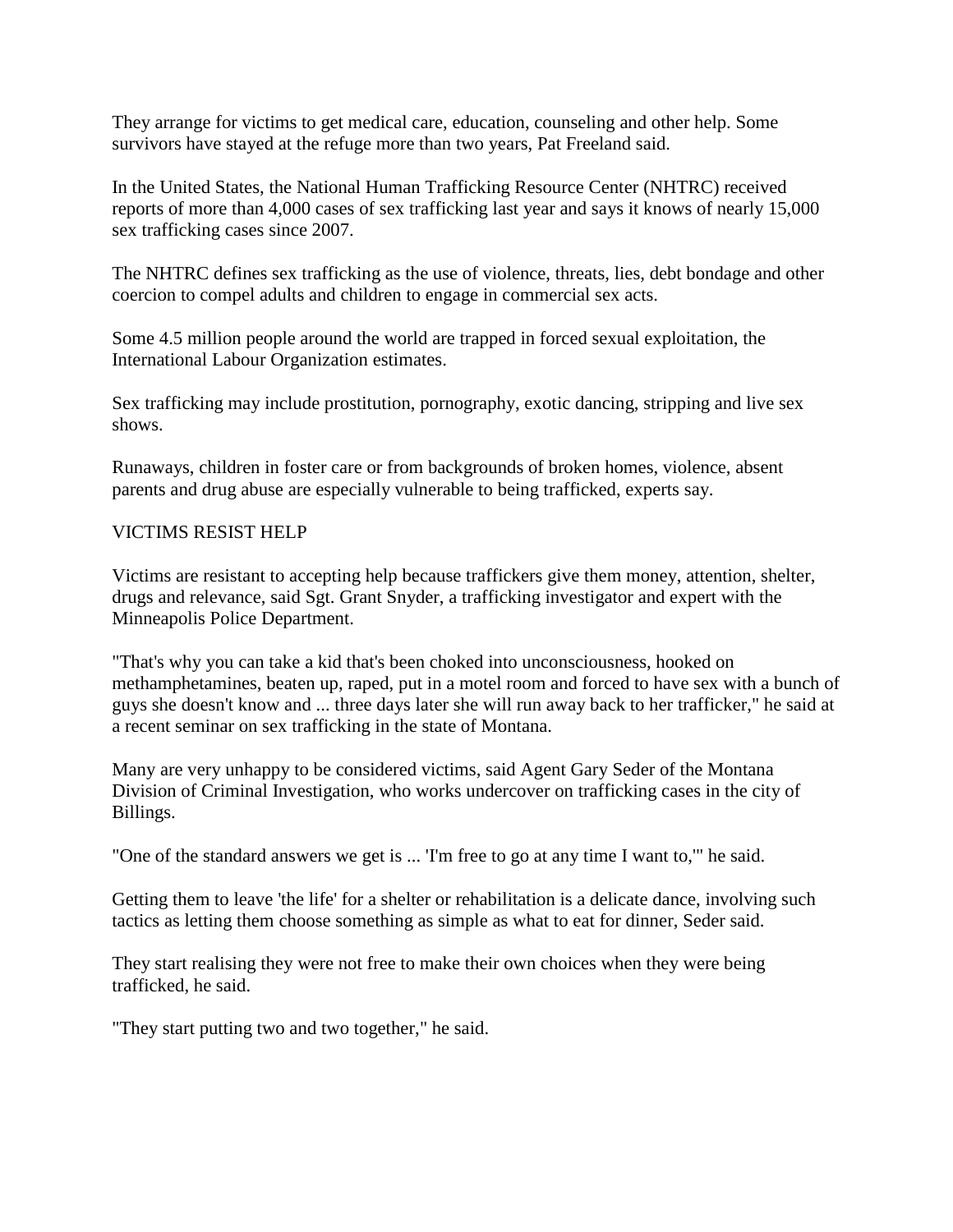They arrange for victims to get medical care, education, counseling and other help. Some survivors have stayed at the refuge more than two years, Pat Freeland said.

In the United States, the National Human Trafficking Resource Center (NHTRC) received reports of more than 4,000 cases of sex trafficking last year and says it knows of nearly 15,000 sex trafficking cases since 2007.

The NHTRC defines sex trafficking as the use of violence, threats, lies, debt bondage and other coercion to compel adults and children to engage in commercial sex acts.

Some 4.5 million people around the world are trapped in forced sexual exploitation, the International Labour Organization estimates.

Sex trafficking may include prostitution, pornography, exotic dancing, stripping and live sex shows.

Runaways, children in foster care or from backgrounds of broken homes, violence, absent parents and drug abuse are especially vulnerable to being trafficked, experts say.

VICTIMS RESIST HELP

Victims are resistant to accepting help because traffickers give them money, attention, shelter, drugs and relevance, said Sgt. Grant Snyder, a trafficking investigator and expert with the Minneapolis Police Department.

"That's why you can take a kid that's been choked into unconsciousness, hooked on methamphetamines, beaten up, raped, put in a motel room and forced to have sex with a bunch of guys she doesn't know and ... three days later she will run away back to her trafficker," he said at a recent seminar on sex trafficking in the state of Montana.

Many are very unhappy to be considered victims, said Agent Gary Seder of the Montana Division of Criminal Investigation, who works undercover on trafficking cases in the city of Billings.

"One of the standard answers we get is ... 'I'm free to go at any time I want to,'" he said.

Getting them to leave 'the life' for a shelter or rehabilitation is a delicate dance, involving such tactics as letting them choose something as simple as what to eat for dinner, Seder said.

They start realising they were not free to make their own choices when they were being trafficked, he said.

"They start putting two and two together," he said.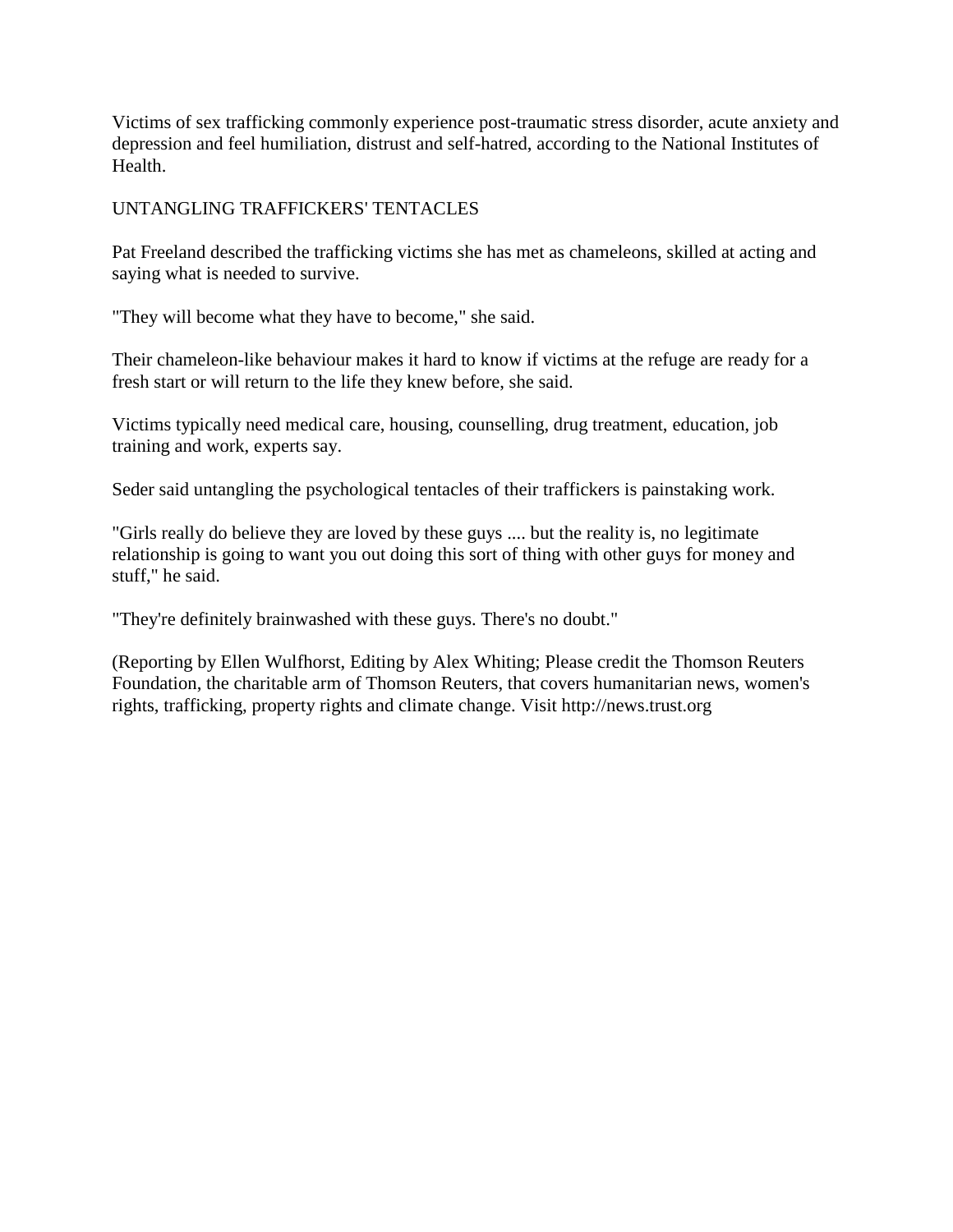Victims of sex trafficking commonly experience post-traumatic stress disorder, acute anxiety and depression and feel humiliation, distrust and self-hatred, according to the National Institutes of Health.

## UNTANGLING TRAFFICKERS' TENTACLES

Pat Freeland described the trafficking victims she has met as chameleons, skilled at acting and saying what is needed to survive.

"They will become what they have to become," she said.

Their chameleon-like behaviour makes it hard to know if victims at the refuge are ready for a fresh start or will return to the life they knew before, she said.

Victims typically need medical care, housing, counselling, drug treatment, education, job training and work, experts say.

Seder said untangling the psychological tentacles of their traffickers is painstaking work.

"Girls really do believe they are loved by these guys .... but the reality is, no legitimate relationship is going to want you out doing this sort of thing with other guys for money and stuff," he said.

"They're definitely brainwashed with these guys. There's no doubt."

(Reporting by Ellen Wulfhorst, Editing by Alex Whiting; Please credit the Thomson Reuters Foundation, the charitable arm of Thomson Reuters, that covers humanitarian news, women's rights, trafficking, property rights and climate change. Visit http://news.trust.org